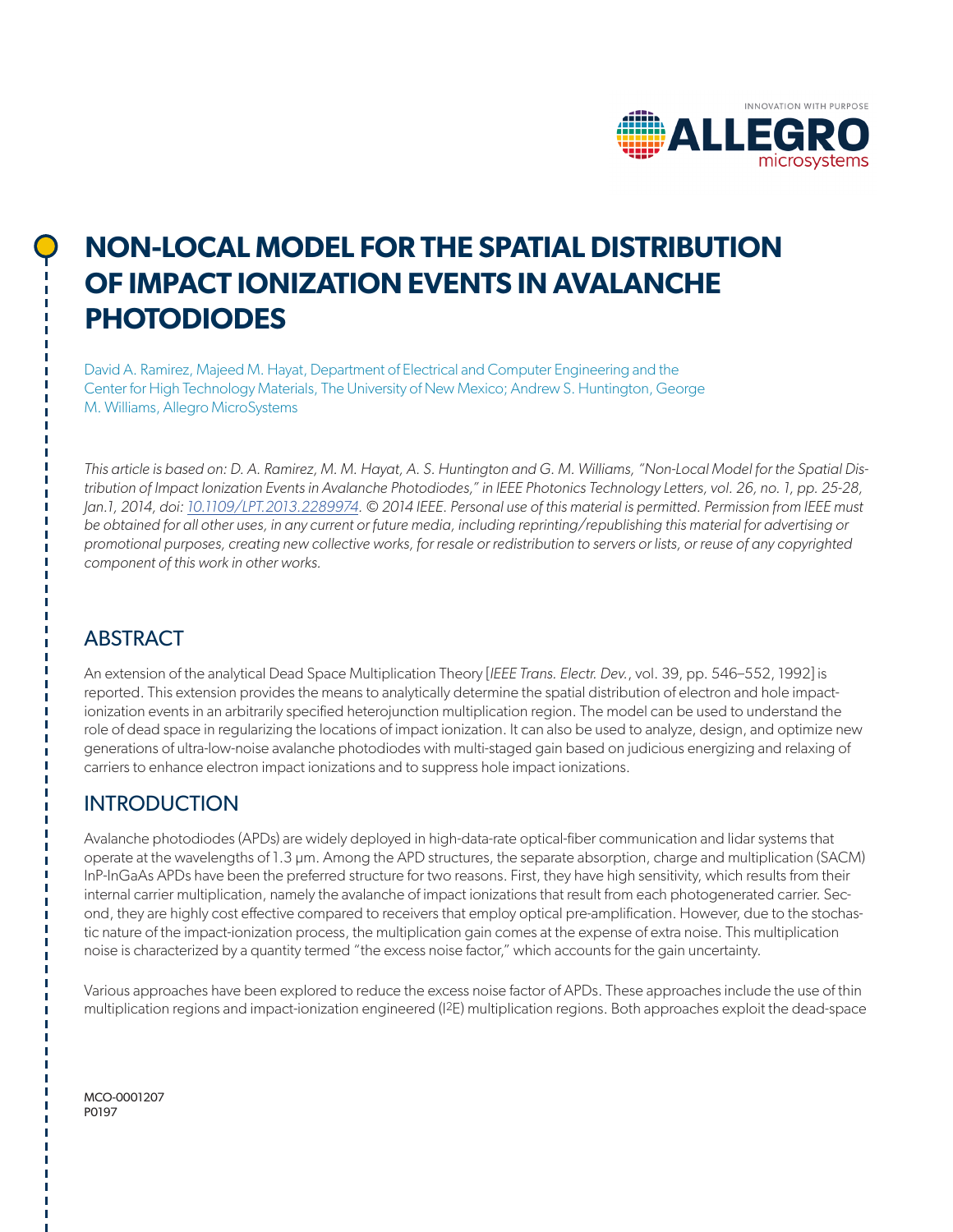# NON-LOCAL MODEL FOR THE SPATIAL DISTRIBUTION OF IMPACT IONIZATION EVENTS IN AVALANCHE PHOTODIODES

David A. Ramirez, Majeed M. Hayat, Department of Electrical and Computer Engineering and the Center for High Technology Materials, The University of New Mexico; Andrew S. Huntington, George M. Williams, Allegro MicroSystems

*This article is based on: D. A. Ramirez, M. M. Hayat, A. S. Huntington and G. M. Williams, "Non-Local Model for the Spatial Distribution of Impact Ionization Events in Avalanche Photodiodes," in IEEE Photonics Technology Letters, vol. 26, no. 1, pp. 25-28, Jan.1, 2014, doi: [10.1109/LPT.2013.2289974](https://doi.org/10.1109/LPT.2013.2289974). © 2014 IEEE. Personal use of this material is permitted. Permission from IEEE must be obtained for all other uses, in any current or future media, including reprinting/republishing this material for advertising or promotional purposes, creating new collective works, for resale or redistribution to servers or lists, or reuse of any copyrighted component of this work in other works.*

## ABSTRACT

An extension of the analytical Dead Space Multiplication Theory [*IEEE Trans. Electr. Dev.*, vol. 39, pp. 546–552, 1992] is reported. This extension provides the means to analytically determine the spatial distribution of electron and hole impact-ionization events in an arbitrarily specified heterojunction multiplication region. The model can be used to understand the role of dead space in regularizing the locations of impact ionization. It can also be used to analyze, design, and optimize new generations of ultra-low-noise avalanche photodiodes with multi-staged gain based on judicious energizing and relaxing of carriers to enhance electron impact ionizations and to suppress hole impact ionizations.

## INTRODUCTION

Avalanche photodiodes (APDs) are widely deployed in high-data-rate optical-fiber communication and lidar systems that operate at the wavelengths of 1.3 µm. Among the APD structures, the separate absorption, charge and multiplication (SACM) InP-InGaAs APDs have been the preferred structure for two reasons. First, they have high sensitivity, which results from their internal carrier multiplication, namely the avalanche of impact ionizations that result from each photogenerated carrier. Second, they are highly cost effective compared to receivers that employ optical pre-amplification. However, due to the stochastic nature of the impact-ionization process, the multiplication gain comes at the expense of extra noise. This multiplication noise is characterized by a quantity termed "the excess noise factor," which accounts for the gain uncertainty.

Various approaches have been explored to reduce the excess noise factor of APDs. These approaches include the use of thin multiplication regions and impact-ionization engineered ($I^2E$) multiplication regions. Both approaches exploit the dead-space

MCO-0001207
P0197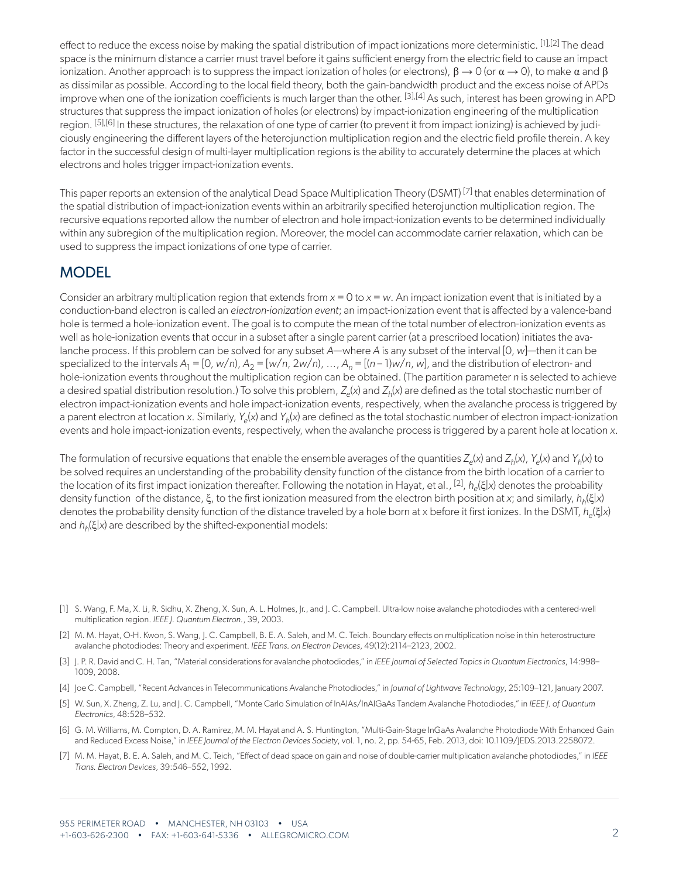effect to reduce the excess noise by making the spatial distribution of impact ionizations more deterministic. [1],[2] The dead space is the minimum distance a carrier must travel before it gains sufficient energy from the electric field to cause an impact ionization. Another approach is to suppress the impact ionization of holes (or electrons), $\beta \rightarrow 0$ (or $\alpha \rightarrow 0$), to make $\alpha$ and $\beta$ as dissimilar as possible. According to the local field theory, both the gain-bandwidth product and the excess noise of APDs improve when one of the ionization coefficients is much larger than the other. [3],[4] As such, interest has been growing in APD structures that suppress the impact ionization of holes (or electrons) by impact-ionization engineering of the multiplication region. [5],[6] In these structures, the relaxation of one type of carrier (to prevent it from impact ionizing) is achieved by judiciously engineering the different layers of the heterojunction multiplication region and the electric field profile therein. A key factor in the successful design of multi-layer multiplication regions is the ability to accurately determine the places at which electrons and holes trigger impact-ionization events.

This paper reports an extension of the analytical Dead Space Multiplication Theory (DSMT) [7] that enables determination of the spatial distribution of impact-ionization events within an arbitrarily specified heterojunction multiplication region. The recursive equations reported allow the number of electron and hole impact-ionization events to be determined individually within any subregion of the multiplication region. Moreover, the model can accommodate carrier relaxation, which can be used to suppress the impact ionizations of one type of carrier.

## MODEL

Consider an arbitrary multiplication region that extends from $x = 0$ to $x = w$. An impact ionization event that is initiated by a conduction-band electron is called an *electron-ionization event*; an impact-ionization event that is affected by a valence-band hole is termed a hole-ionization event. The goal is to compute the mean of the total number of electron-ionization events as well as hole-ionization events that occur in a subset after a single parent carrier (at a prescribed location) initiates the avalanche process. If this problem can be solved for any subset $A$—where $A$ is any subset of the interval $[0, w]$—then it can be specialized to the intervals $A_1 = [0, w/n)$, $A_2 = [w/n, 2w/n)$, …, $A_n = [(n-1)w/n, w]$, and the distribution of electron- and hole-ionization events throughout the multiplication region can be obtained. (The partition parameter $n$ is selected to achieve a desired spatial distribution resolution.) To solve this problem, $Z_e(x)$ and $Z_h(x)$ are defined as the total stochastic number of electron impact-ionization events and hole impact-ionization events, respectively, when the avalanche process is triggered by a parent electron at location $x$. Similarly, $Y_e(x)$ and $Y_h(x)$ are defined as the total stochastic number of electron impact-ionization events and hole impact-ionization events, respectively, when the avalanche process is triggered by a parent hole at location $x$.

The formulation of recursive equations that enable the ensemble averages of the quantities $Z_e(x)$ and $Z_h(x)$, $Y_e(x)$ and $Y_h(x)$ to be solved requires an understanding of the probability density function of the distance from the birth location of a carrier to the location of its first impact ionization thereafter. Following the notation in Hayat, et al., [2], $h_e(\xi|x)$ denotes the probability density function of the distance, $\xi$, to the first ionization measured from the electron birth position at $x$; and similarly, $h_h(\xi|x)$ denotes the probability density function of the distance traveled by a hole born at x before it first ionizes. In the DSMT, $h_e(\xi|x)$ and $h_h(\xi|x)$ are described by the shifted-exponential models:

[1] S. Wang, F. Ma, X. Li, R. Sidhu, X. Zheng, X. Sun, A. L. Holmes, Jr., and J. C. Campbell. Ultra-low noise avalanche photodiodes with a centered-well multiplication region. *IEEE J. Quantum Electron.*, 39, 2003.

[2] M. M. Hayat, O-H. Kwon, S. Wang, J. C. Campbell, B. E. A. Saleh, and M. C. Teich. Boundary effects on multiplication noise in thin heterostructure avalanche photodiodes: Theory and experiment. *IEEE Trans. on Electron Devices*, 49(12):2114–2123, 2002.

[3] J. P. R. David and C. H. Tan, "Material considerations for avalanche photodiodes," in *IEEE Journal of Selected Topics in Quantum Electronics*, 14:998–1009, 2008.

[4] Joe C. Campbell, "Recent Advances in Telecommunications Avalanche Photodiodes," in *Journal of Lightwave Technology*, 25:109–121, January 2007.

[5] W. Sun, X. Zheng, Z. Lu, and J. C. Campbell, "Monte Carlo Simulation of InAlAs/InAlGaAs Tandem Avalanche Photodiodes," in *IEEE J. of Quantum Electronics*, 48:528–532.

[6] G. M. Williams, M. Compton, D. A. Ramirez, M. M. Hayat and A. S. Huntington, "Multi-Gain-Stage InGaAs Avalanche Photodiode With Enhanced Gain and Reduced Excess Noise," in *IEEE Journal of the Electron Devices Society*, vol. 1, no. 2, pp. 54-65, Feb. 2013, doi: 10.1109/JEDS.2013.2258072.

[7] M. M. Hayat, B. E. A. Saleh, and M. C. Teich, "Effect of dead space on gain and noise of double-carrier multiplication avalanche photodiodes," in *IEEE Trans. Electron Devices*, 39:546–552, 1992.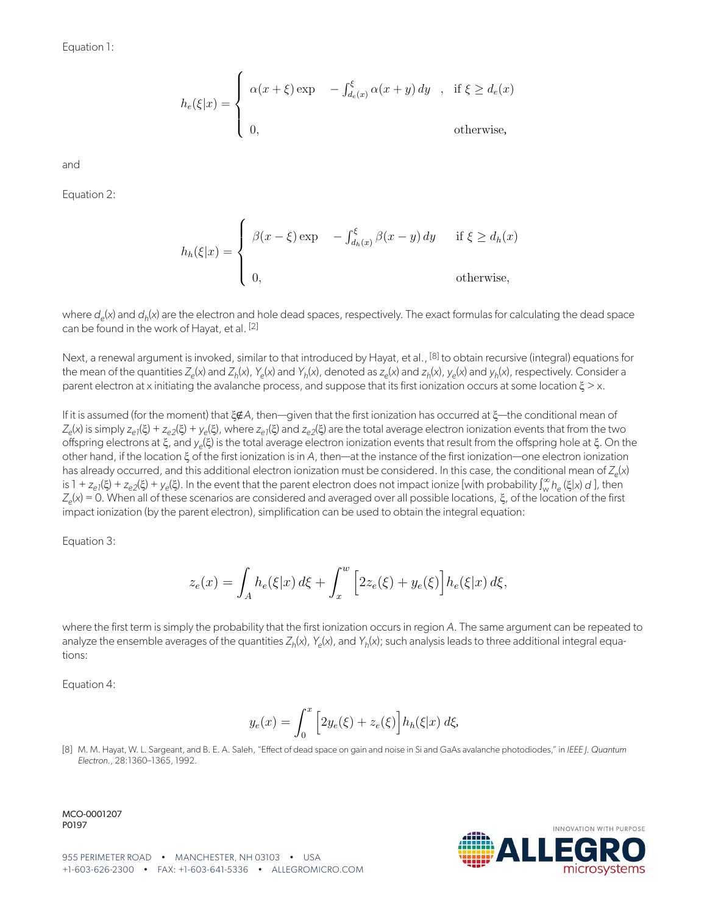Equation 1:

$$h_e(\xi|x) = \begin{cases} \alpha(x+\xi)\exp\left(-\int_{d_e(x)}^{\xi} \alpha(x+y)\,dy\right), & \text{if } \xi \geq d_e(x) \\ 0, & \text{otherwise,} \end{cases}$$

and

Equation 2:

$$h_h(\xi|x) = \begin{cases} \beta(x-\xi)\exp\left(-\int_{d_h(x)}^{\xi} \beta(x-y)\,dy\right) & \text{if } \xi \geq d_h(x) \\ 0, & \text{otherwise,} \end{cases}$$

where $d_e(x)$ and $d_h(x)$ are the electron and hole dead spaces, respectively. The exact formulas for calculating the dead space can be found in the work of Hayat, et al. [2]

Next, a renewal argument is invoked, similar to that introduced by Hayat, et al., [8] to obtain recursive (integral) equations for the mean of the quantities $Z_e(x)$ and $Z_h(x)$, $Y_e(x)$ and $Y_h(x)$, denoted as $z_e(x)$ and $z_h(x)$, $y_e(x)$ and $y_h(x)$, respectively. Consider a parent electron at x initiating the avalanche process, and suppose that its first ionization occurs at some location $\xi > x$.

If it is assumed (for the moment) that $\xi \notin A$, then—given that the first ionization has occurred at $\xi$—the conditional mean of $Z_e(x)$ is simply $z_{e1}(\xi) + z_{e2}(\xi) + y_e(\xi)$, where $z_{e1}(\xi)$ and $z_{e2}(\xi)$ are the total average electron ionization events that from the two offspring electrons at $\xi$, and $y_e(\xi)$ is the total average electron ionization events that result from the offspring hole at $\xi$. On the other hand, if the location $\xi$ of the first ionization is in $A$, then—at the instance of the first ionization—one electron ionization has already occurred, and this additional electron ionization must be considered. In this case, the conditional mean of $Z_e(x)$ is $1 + z_{e1}(\xi) + z_{e2}(\xi) + y_e(\xi)$. In the event that the parent electron does not impact ionize [with probability $\int_w^\infty h_e(\xi|x)\, d$ ], then $Z_e(x) = 0$. When all of these scenarios are considered and averaged over all possible locations, $\xi$, of the location of the first impact ionization (by the parent electron), simplification can be used to obtain the integral equation:

Equation 3:

$$z_e(x) = \int_A h_e(\xi|x)\,d\xi + \int_x^w \Big[2z_e(\xi) + y_e(\xi)\Big] h_e(\xi|x)\,d\xi,$$

where the first term is simply the probability that the first ionization occurs in region $A$. The same argument can be repeated to analyze the ensemble averages of the quantities $Z_h(x)$, $Y_e(x)$, and $Y_h(x)$; such analysis leads to three additional integral equations:

Equation 4:

$$y_e(x) = \int_0^x \Big[2y_e(\xi) + z_e(\xi)\Big] h_h(\xi|x)\,d\xi,$$

[8] M. M. Hayat, W. L. Sargeant, and B. E. A. Saleh, "Effect of dead space on gain and noise in Si and GaAs avalanche photodiodes," in *IEEE J. Quantum Electron.*, 28:1360–1365, 1992.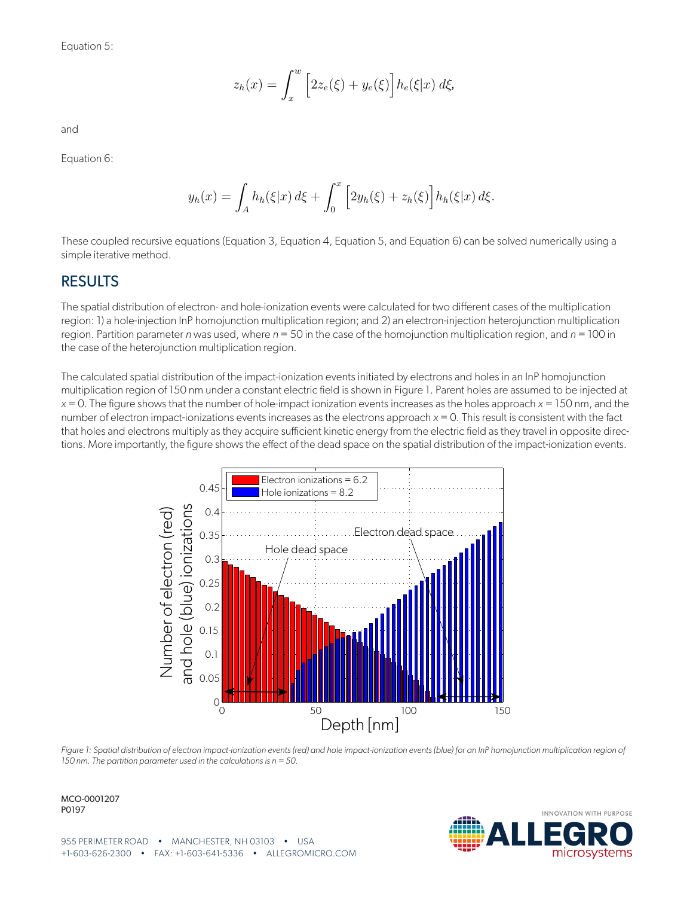Equation 5:

$$z_h(x) = \int_x^w \Big[2z_e(\xi) + y_e(\xi)\Big] h_e(\xi|x)\, d\xi,$$

and

Equation 6:

$$y_h(x) = \int_A h_h(\xi|x)\, d\xi + \int_0^x \Big[2y_h(\xi) + z_h(\xi)\Big] h_h(\xi|x)\, d\xi.$$

These coupled recursive equations (Equation 3, Equation 4, Equation 5, and Equation 6) can be solved numerically using a simple iterative method.

## RESULTS

The spatial distribution of electron- and hole-ionization events were calculated for two different cases of the multiplication region: 1) a hole-injection InP homojunction multiplication region; and 2) an electron-injection heterojunction multiplication region. Partition parameter *n* was used, where *n* = 50 in the case of the homojunction multiplication region, and *n* = 100 in the case of the heterojunction multiplication region.

The calculated spatial distribution of the impact-ionization events initiated by electrons and holes in an InP homojunction multiplication region of 150 nm under a constant electric field is shown in Figure 1. Parent holes are assumed to be injected at *x* = 0. The figure shows that the number of hole-impact ionization events increases as the holes approach *x* = 150 nm, and the number of electron impact-ionizations events increases as the electrons approach *x* = 0. This result is consistent with the fact that holes and electrons multiply as they acquire sufficient kinetic energy from the electric field as they travel in opposite directions. More importantly, the figure shows the effect of the dead space on the spatial distribution of the impact-ionization events.

*Figure 1: Spatial distribution of electron impact-ionization events (red) and hole impact-ionization events (blue) for an InP homojunction multiplication region of 150 nm. The partition parameter used in the calculations is n = 50.*

MCO-0001207
P0197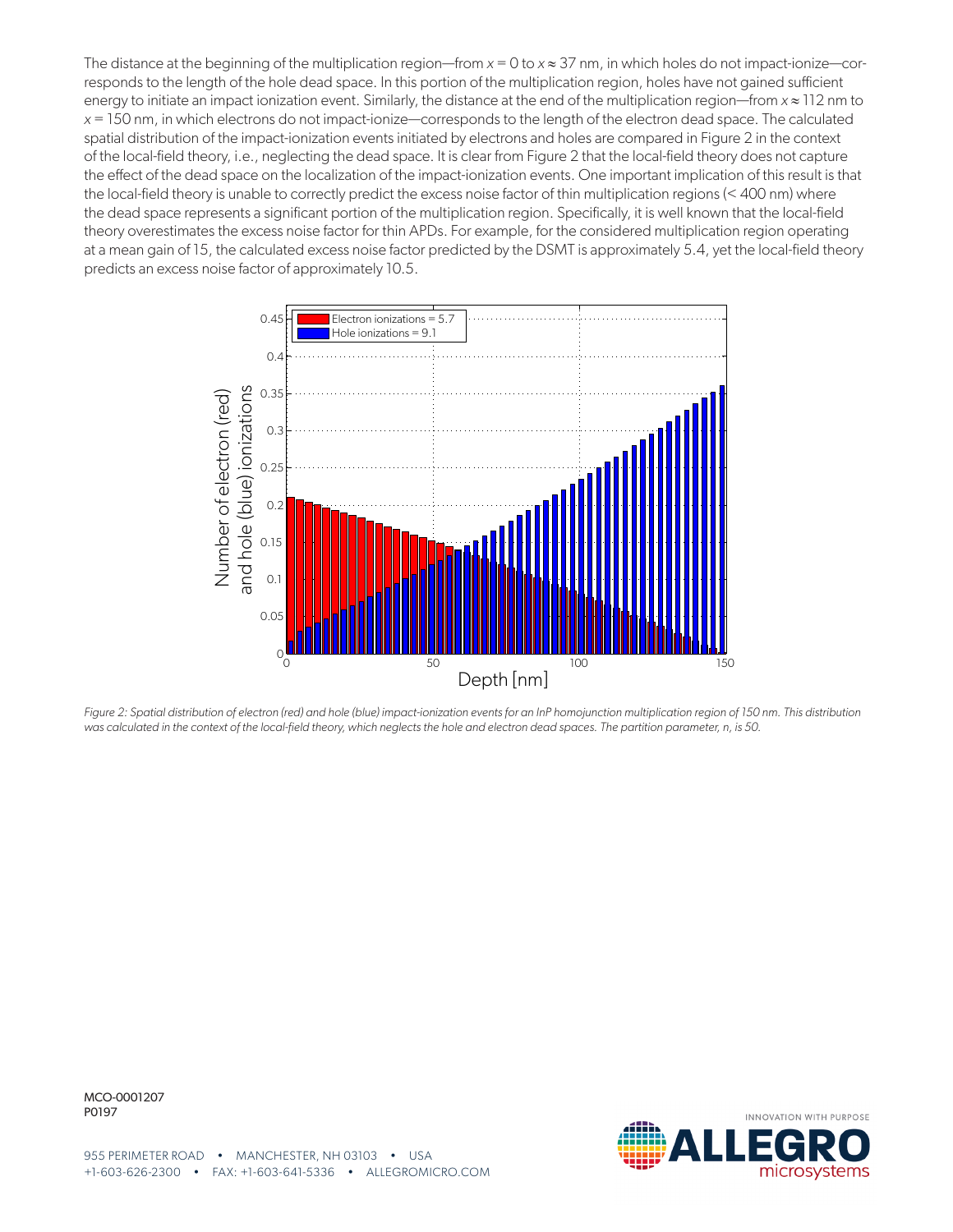The distance at the beginning of the multiplication region—from $x = 0$ to $x \approx 37$ nm, in which holes do not impact-ionize—corresponds to the length of the hole dead space. In this portion of the multiplication region, holes have not gained sufficient energy to initiate an impact ionization event. Similarly, the distance at the end of the multiplication region—from $x \approx 112$ nm to $x = 150$ nm, in which electrons do not impact-ionize—corresponds to the length of the electron dead space. The calculated spatial distribution of the impact-ionization events initiated by electrons and holes are compared in Figure 2 in the context of the local-field theory, i.e., neglecting the dead space. It is clear from Figure 2 that the local-field theory does not capture the effect of the dead space on the localization of the impact-ionization events. One important implication of this result is that the local-field theory is unable to correctly predict the excess noise factor of thin multiplication regions (< 400 nm) where the dead space represents a significant portion of the multiplication region. Specifically, it is well known that the local-field theory overestimates the excess noise factor for thin APDs. For example, for the considered multiplication region operating at a mean gain of 15, the calculated excess noise factor predicted by the DSMT is approximately 5.4, yet the local-field theory predicts an excess noise factor of approximately 10.5.

*Figure 2: Spatial distribution of electron (red) and hole (blue) impact-ionization events for an InP homojunction multiplication region of 150 nm. This distribution was calculated in the context of the local-field theory, which neglects the hole and electron dead spaces. The partition parameter, n, is 50.*

MCO-0001207
P0197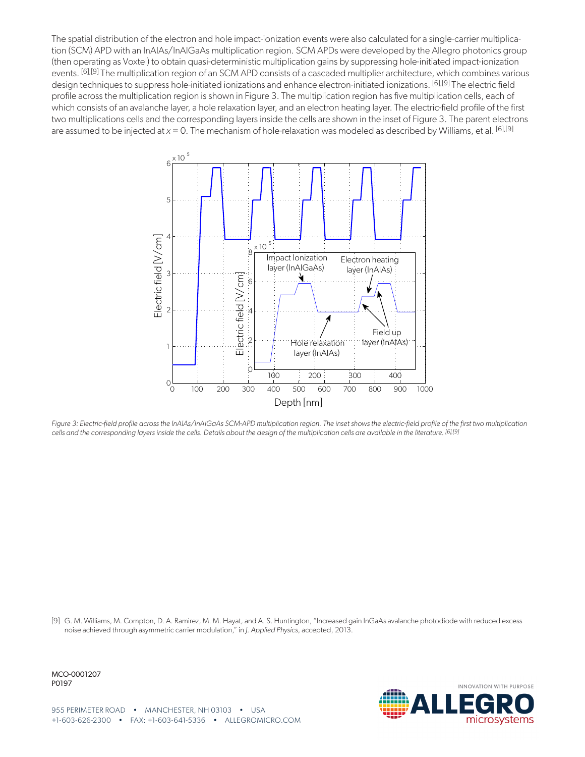The spatial distribution of the electron and hole impact-ionization events were also calculated for a single-carrier multiplication (SCM) APD with an InAlAs/InAlGaAs multiplication region. SCM APDs were developed by the Allegro photonics group (then operating as Voxtel) to obtain quasi-deterministic multiplication gains by suppressing hole-initiated impact-ionization events. [6],[9] The multiplication region of an SCM APD consists of a cascaded multiplier architecture, which combines various design techniques to suppress hole-initiated ionizations and enhance electron-initiated ionizations. [6],[9] The electric field profile across the multiplication region is shown in Figure 3. The multiplication region has five multiplication cells, each of which consists of an avalanche layer, a hole relaxation layer, and an electron heating layer. The electric-field profile of the first two multiplications cells and the corresponding layers inside the cells are shown in the inset of Figure 3. The parent electrons are assumed to be injected at $x = 0$. The mechanism of hole-relaxation was modeled as described by Williams, et al. [6],[9]

*Figure 3: Electric-field profile across the InAlAs/InAlGaAs SCM-APD multiplication region. The inset shows the electric-field profile of the first two multiplication cells and the corresponding layers inside the cells. Details about the design of the multiplication cells are available in the literature. [6],[9]*

[9] G. M. Williams, M. Compton, D. A. Ramirez, M. M. Hayat, and A. S. Huntington, "Increased gain InGaAs avalanche photodiode with reduced excess noise achieved through asymmetric carrier modulation," in *J. Applied Physics*, accepted, 2013.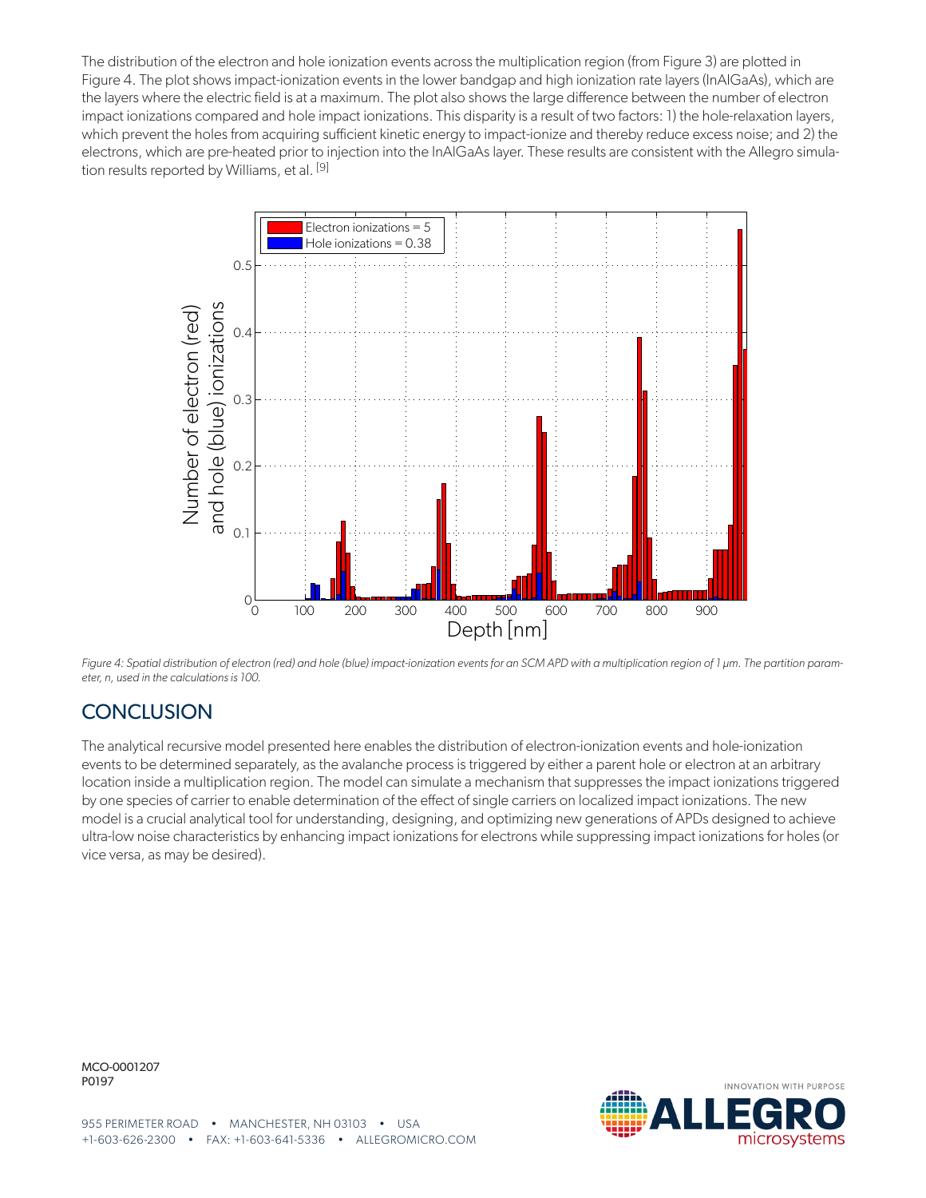The distribution of the electron and hole ionization events across the multiplication region (from Figure 3) are plotted in Figure 4. The plot shows impact-ionization events in the lower bandgap and high ionization rate layers (InAlGaAs), which are the layers where the electric field is at a maximum. The plot also shows the large difference between the number of electron impact ionizations compared and hole impact ionizations. This disparity is a result of two factors: 1) the hole-relaxation layers, which prevent the holes from acquiring sufficient kinetic energy to impact-ionize and thereby reduce excess noise; and 2) the electrons, which are pre-heated prior to injection into the InAlGaAs layer. These results are consistent with the Allegro simulation results reported by Williams, et al. [9]

*Figure 4: Spatial distribution of electron (red) and hole (blue) impact-ionization events for an SCM APD with a multiplication region of 1 µm. The partition parameter, n, used in the calculations is 100.*

## CONCLUSION

The analytical recursive model presented here enables the distribution of electron-ionization events and hole-ionization events to be determined separately, as the avalanche process is triggered by either a parent hole or electron at an arbitrary location inside a multiplication region. The model can simulate a mechanism that suppresses the impact ionizations triggered by one species of carrier to enable determination of the effect of single carriers on localized impact ionizations. The new model is a crucial analytical tool for understanding, designing, and optimizing new generations of APDs designed to achieve ultra-low noise characteristics by enhancing impact ionizations for electrons while suppressing impact ionizations for holes (or vice versa, as may be desired).

MCO-0001207
P0197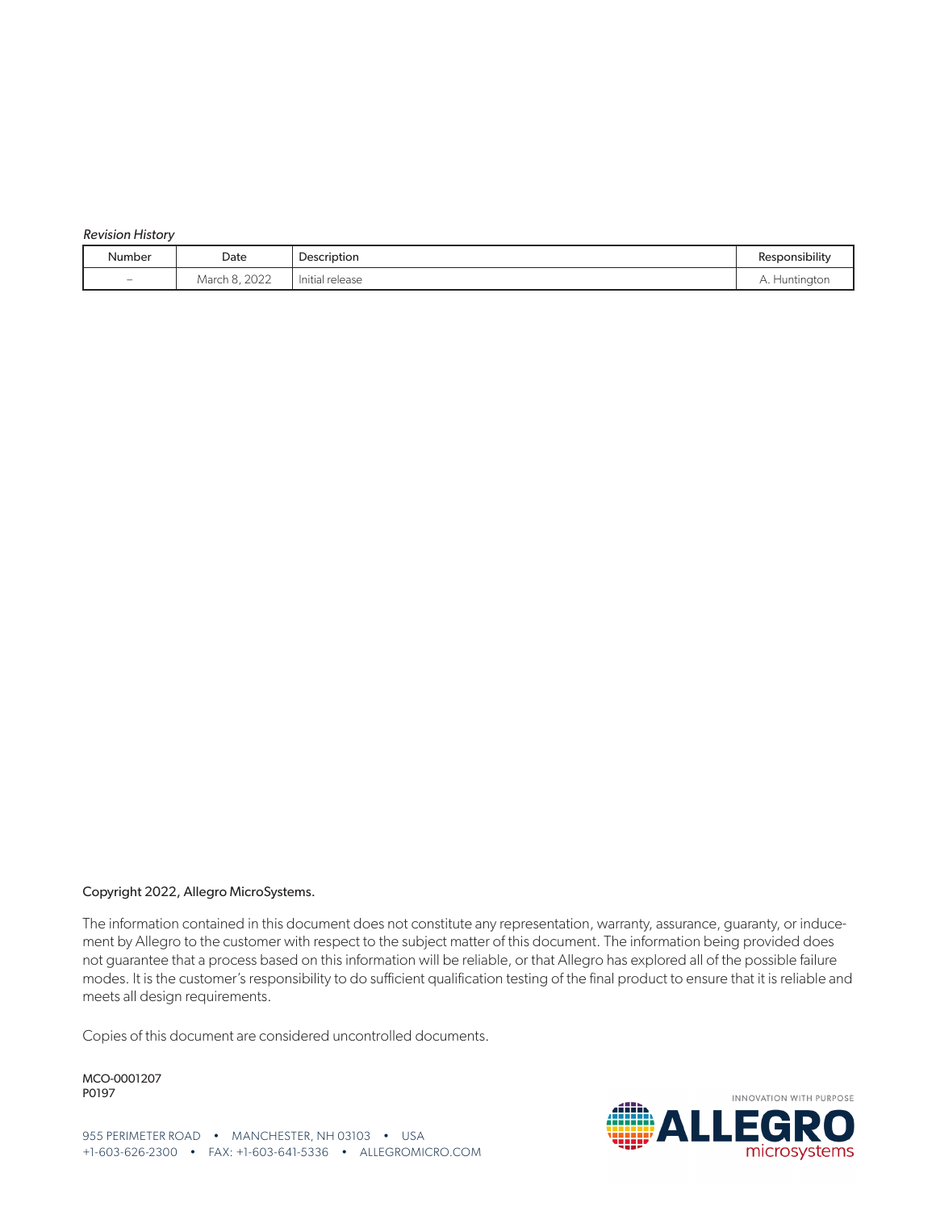*Revision History*

| Number | Date | Description | Responsibility |
|---|---|---|---|
| – | March 8, 2022 | Initial release | A. Huntington |

Copyright 2022, Allegro MicroSystems.

The information contained in this document does not constitute any representation, warranty, assurance, guaranty, or inducement by Allegro to the customer with respect to the subject matter of this document. The information being provided does not guarantee that a process based on this information will be reliable, or that Allegro has explored all of the possible failure modes. It is the customer's responsibility to do sufficient qualification testing of the final product to ensure that it is reliable and meets all design requirements.

Copies of this document are considered uncontrolled documents.

MCO-0001207
P0197

955 PERIMETER ROAD • MANCHESTER, NH 03103 • USA
+1-603-626-2300 • FAX: +1-603-641-5336 • ALLEGROMICRO.COM

INNOVATION WITH PURPOSE
ALLEGRO
microsystems